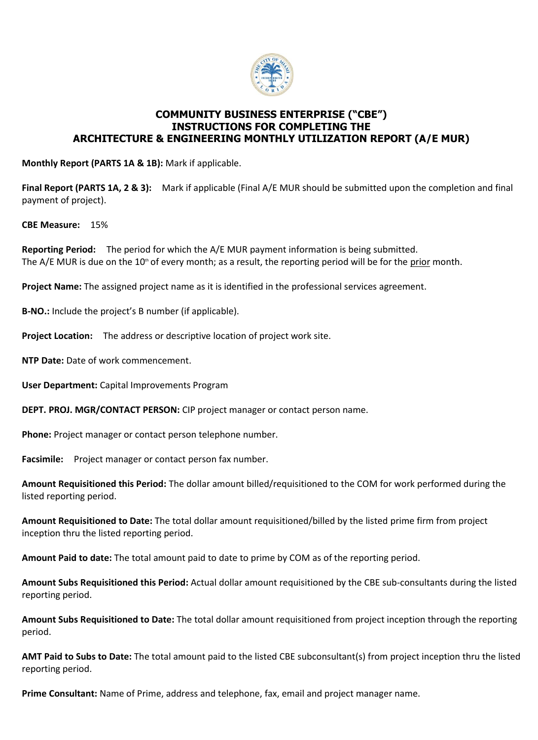# COMMUNITY BUSINESS ENTERPRISE ("CBE")
# INSTRUCTIONS FOR COMPLETING THE
# ARCHITECTURE & ENGINEERING MONTHLY UTILIZATION REPORT (A/E MUR)

**Monthly Report (PARTS 1A & 1B):** Mark if applicable.

**Final Report (PARTS 1A, 2 & 3):** Mark if applicable (Final A/E MUR should be submitted upon the completion and final payment of project).

**CBE Measure:** 15%

**Reporting Period:** The period for which the A/E MUR payment information is being submitted. The A/E MUR is due on the 10th of every month; as a result, the reporting period will be for the prior month.

**Project Name:** The assigned project name as it is identified in the professional services agreement.

**B-NO.:** Include the project's B number (if applicable).

**Project Location:** The address or descriptive location of project work site.

**NTP Date:** Date of work commencement.

**User Department:** Capital Improvements Program

**DEPT. PROJ. MGR/CONTACT PERSON:** CIP project manager or contact person name.

**Phone:** Project manager or contact person telephone number.

**Facsimile:** Project manager or contact person fax number.

**Amount Requisitioned this Period:** The dollar amount billed/requisitioned to the COM for work performed during the listed reporting period.

**Amount Requisitioned to Date:** The total dollar amount requisitioned/billed by the listed prime firm from project inception thru the listed reporting period.

**Amount Paid to date:** The total amount paid to date to prime by COM as of the reporting period.

**Amount Subs Requisitioned this Period:** Actual dollar amount requisitioned by the CBE sub-consultants during the listed reporting period.

**Amount Subs Requisitioned to Date:** The total dollar amount requisitioned from project inception through the reporting period.

**AMT Paid to Subs to Date:** The total amount paid to the listed CBE subconsultant(s) from project inception thru the listed reporting period.

**Prime Consultant:** Name of Prime, address and telephone, fax, email and project manager name.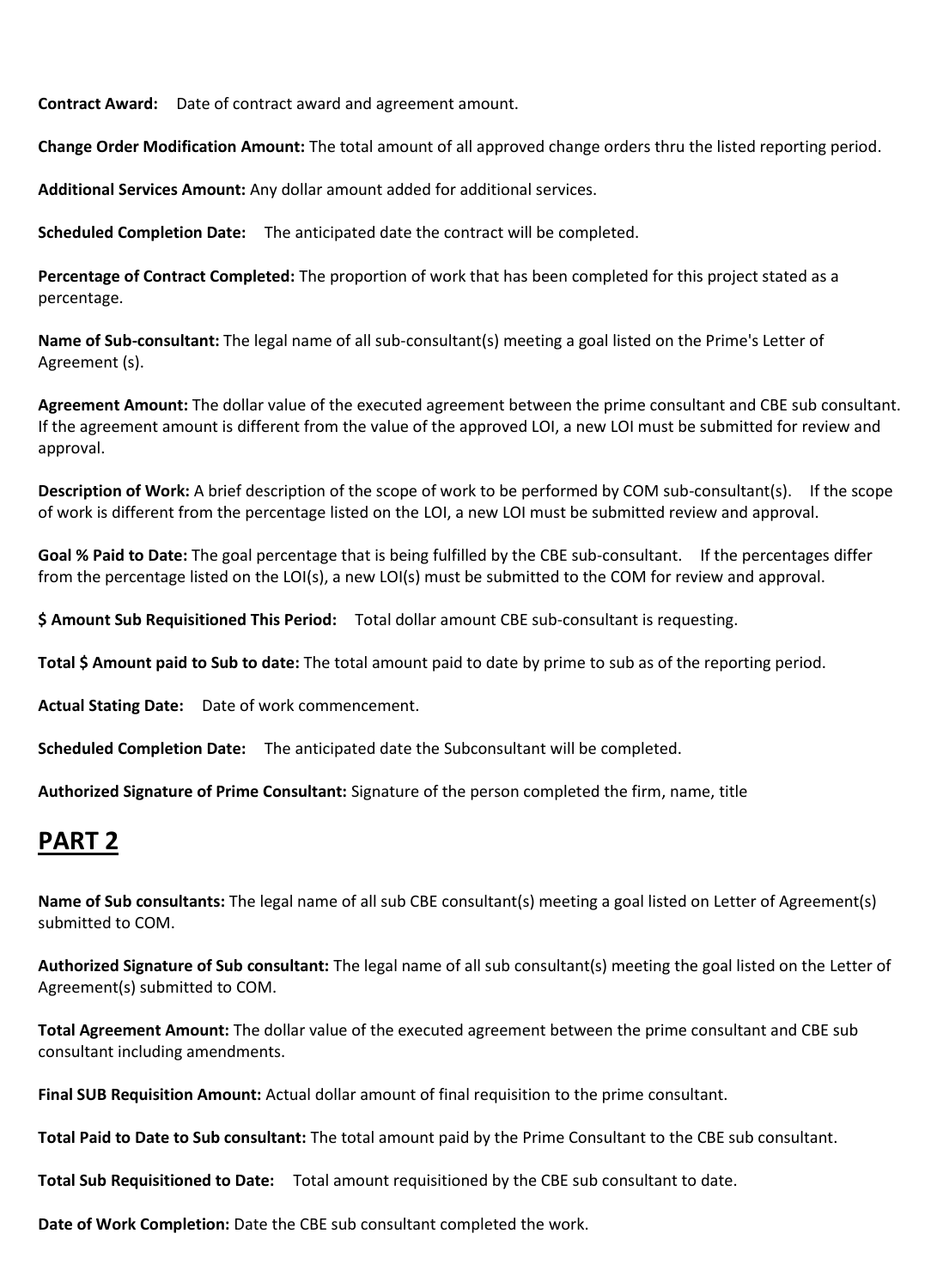**Contract Award:** Date of contract award and agreement amount.

**Change Order Modification Amount:** The total amount of all approved change orders thru the listed reporting period.

**Additional Services Amount:** Any dollar amount added for additional services.

**Scheduled Completion Date:** The anticipated date the contract will be completed.

**Percentage of Contract Completed:** The proportion of work that has been completed for this project stated as a percentage.

**Name of Sub-consultant:** The legal name of all sub-consultant(s) meeting a goal listed on the Prime's Letter of Agreement (s).

**Agreement Amount:** The dollar value of the executed agreement between the prime consultant and CBE sub consultant. If the agreement amount is different from the value of the approved LOI, a new LOI must be submitted for review and approval.

**Description of Work:** A brief description of the scope of work to be performed by COM sub-consultant(s). If the scope of work is different from the percentage listed on the LOI, a new LOI must be submitted review and approval.

**Goal % Paid to Date:** The goal percentage that is being fulfilled by the CBE sub-consultant. If the percentages differ from the percentage listed on the LOI(s), a new LOI(s) must be submitted to the COM for review and approval.

**$ Amount Sub Requisitioned This Period:** Total dollar amount CBE sub-consultant is requesting.

**Total $ Amount paid to Sub to date:** The total amount paid to date by prime to sub as of the reporting period.

**Actual Stating Date:** Date of work commencement.

**Scheduled Completion Date:** The anticipated date the Subconsultant will be completed.

**Authorized Signature of Prime Consultant:** Signature of the person completed the firm, name, title

## PART 2

**Name of Sub consultants:** The legal name of all sub CBE consultant(s) meeting a goal listed on Letter of Agreement(s) submitted to COM.

**Authorized Signature of Sub consultant:** The legal name of all sub consultant(s) meeting the goal listed on the Letter of Agreement(s) submitted to COM.

**Total Agreement Amount:** The dollar value of the executed agreement between the prime consultant and CBE sub consultant including amendments.

**Final SUB Requisition Amount:** Actual dollar amount of final requisition to the prime consultant.

**Total Paid to Date to Sub consultant:** The total amount paid by the Prime Consultant to the CBE sub consultant.

**Total Sub Requisitioned to Date:** Total amount requisitioned by the CBE sub consultant to date.

**Date of Work Completion:** Date the CBE sub consultant completed the work.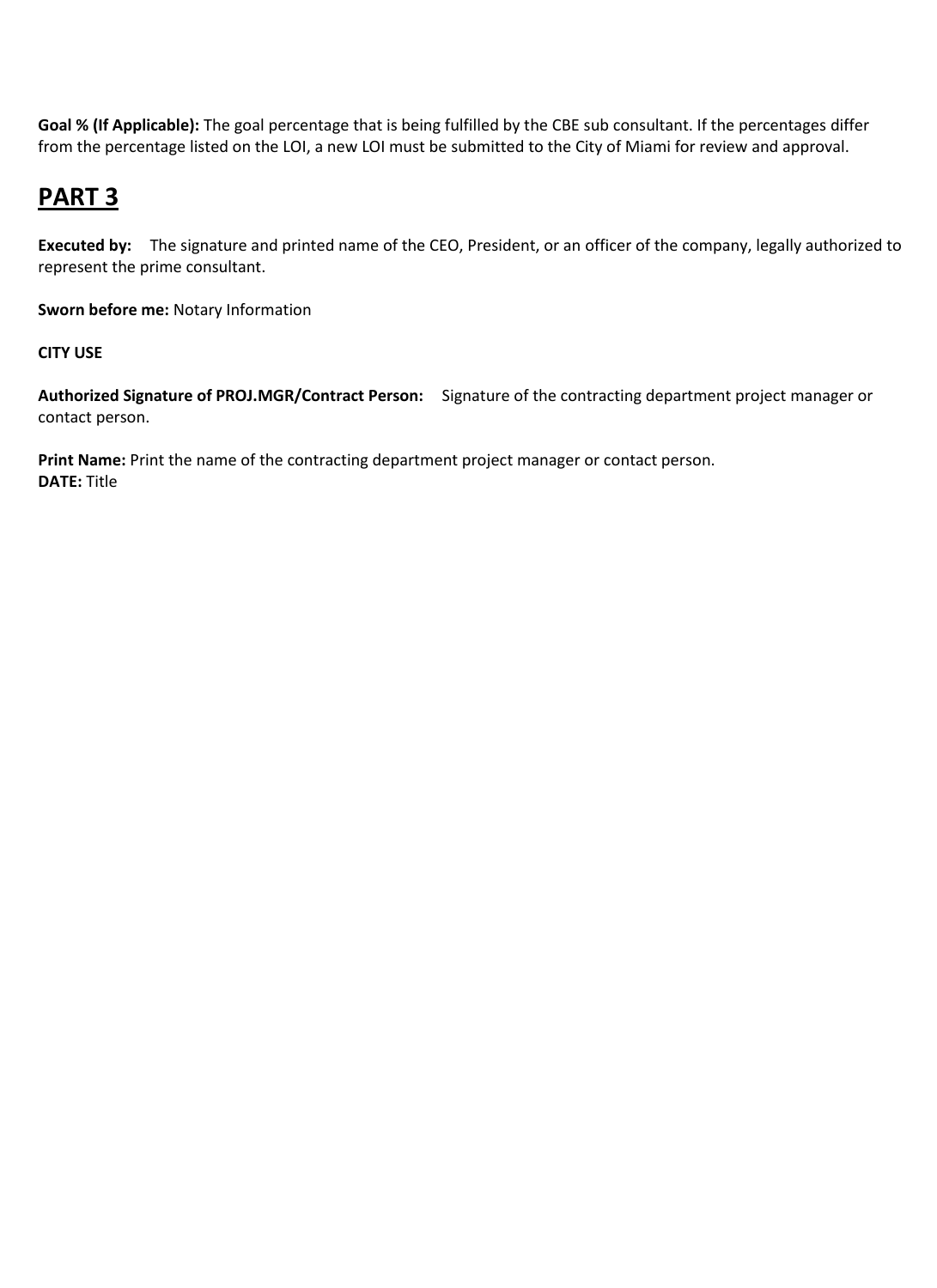**Goal % (If Applicable):** The goal percentage that is being fulfilled by the CBE sub consultant. If the percentages differ from the percentage listed on the LOI, a new LOI must be submitted to the City of Miami for review and approval.

## PART 3

**Executed by:** The signature and printed name of the CEO, President, or an officer of the company, legally authorized to represent the prime consultant.

**Sworn before me:** Notary Information

**CITY USE**

**Authorized Signature of PROJ.MGR/Contract Person:** Signature of the contracting department project manager or contact person.

**Print Name:** Print the name of the contracting department project manager or contact person.
**DATE:** Title